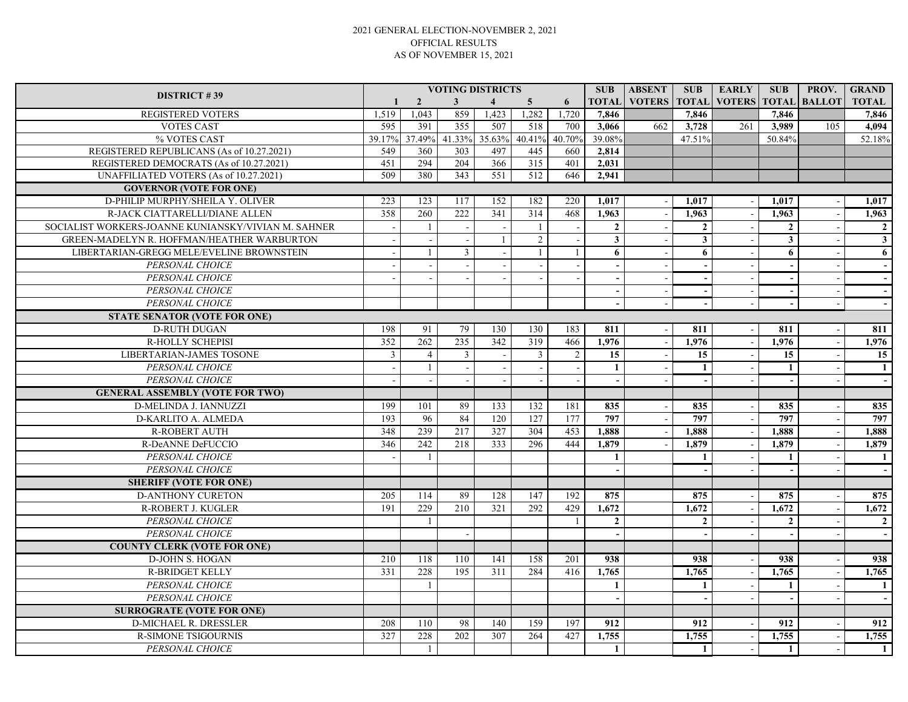2021 GENERAL ELECTION-NOVEMBER 2, 2021
OFFICIAL RESULTS
AS OF NOVEMBER 15, 2021

| DISTRICT # 39 | VOTING DISTRICTS | | | | | | SUB | ABSENT | SUB | EARLY | SUB | PROV. | GRAND |
|---|---|---|---|---|---|---|---|---|---|---|---|---|---|
| | 1 | 2 | 3 | 4 | 5 | 6 | TOTAL | VOTERS | TOTAL | VOTERS | TOTAL | BALLOT | TOTAL |
| REGISTERED VOTERS | 1,519 | 1,043 | 859 | 1,423 | 1,282 | 1,720 | 7,846 | | 7,846 | | 7,846 | | 7,846 |
| VOTES CAST | 595 | 391 | 355 | 507 | 518 | 700 | 3,066 | 662 | 3,728 | 261 | 3,989 | 105 | 4,094 |
| % VOTES CAST | 39.17% | 37.49% | 41.33% | 35.63% | 40.41% | 40.70% | 39.08% | | 47.51% | | 50.84% | | 52.18% |
| REGISTERED REPUBLICANS (As of 10.27.2021) | 549 | 360 | 303 | 497 | 445 | 660 | 2,814 | | | | | | |
| REGISTERED DEMOCRATS (As of 10.27.2021) | 451 | 294 | 204 | 366 | 315 | 401 | 2,031 | | | | | | |
| UNAFFILIATED VOTERS (As of 10.27.2021) | 509 | 380 | 343 | 551 | 512 | 646 | 2,941 | | | | | | |
| **GOVERNOR (VOTE FOR ONE)** | | | | | | | | | | | | | |
| D-PHILIP MURPHY/SHEILA Y. OLIVER | 223 | 123 | 117 | 152 | 182 | 220 | 1,017 | - | 1,017 | - | 1,017 | - | 1,017 |
| R-JACK CIATTARELLI/DIANE ALLEN | 358 | 260 | 222 | 341 | 314 | 468 | 1,963 | - | 1,963 | - | 1,963 | - | 1,963 |
| SOCIALIST WORKERS-JOANNE KUNIANSKY/VIVIAN M. SAHNER | - | 1 | - | - | 1 | - | 2 | - | 2 | - | 2 | - | 2 |
| GREEN-MADELYN R. HOFFMAN/HEATHER WARBURTON | - | - | - | 1 | 2 | - | 3 | - | 3 | - | 3 | - | 3 |
| LIBERTARIAN-GREGG MELE/EVELINE BROWNSTEIN | - | 1 | 3 | - | 1 | 1 | 6 | - | 6 | - | 6 | - | 6 |
| *PERSONAL CHOICE* | - | - | - | - | - | - | - | - | - | - | - | - | - |
| *PERSONAL CHOICE* | - | - | - | - | - | - | - | - | - | - | - | - | - |
| *PERSONAL CHOICE* | | | | | | | - | - | - | - | - | - | - |
| *PERSONAL CHOICE* | | | | | | | - | - | - | - | - | - | - |
| **STATE SENATOR (VOTE FOR ONE)** | | | | | | | | | | | | | |
| D-RUTH DUGAN | 198 | 91 | 79 | 130 | 130 | 183 | 811 | - | 811 | - | 811 | - | 811 |
| R-HOLLY SCHEPISI | 352 | 262 | 235 | 342 | 319 | 466 | 1,976 | - | 1,976 | - | 1,976 | - | 1,976 |
| LIBERTARIAN-JAMES TOSONE | 3 | 4 | 3 | - | 3 | 2 | 15 | - | 15 | - | 15 | - | 15 |
| *PERSONAL CHOICE* | - | 1 | - | - | - | - | 1 | - | 1 | - | 1 | - | 1 |
| *PERSONAL CHOICE* | - | - | - | - | - | - | - | - | - | - | - | - | - |
| **GENERAL ASSEMBLY (VOTE FOR TWO)** | | | | | | | | | | | | | |
| D-MELINDA J. IANNUZZI | 199 | 101 | 89 | 133 | 132 | 181 | 835 | - | 835 | - | 835 | - | 835 |
| D-KARLITO A. ALMEDA | 193 | 96 | 84 | 120 | 127 | 177 | 797 | - | 797 | - | 797 | - | 797 |
| R-ROBERT AUTH | 348 | 239 | 217 | 327 | 304 | 453 | 1,888 | - | 1,888 | - | 1,888 | - | 1,888 |
| R-DeANNE DeFUCCIO | 346 | 242 | 218 | 333 | 296 | 444 | 1,879 | - | 1,879 | - | 1,879 | - | 1,879 |
| *PERSONAL CHOICE* | - | 1 | | | | | 1 | | 1 | - | 1 | - | 1 |
| *PERSONAL CHOICE* | | | | | | | - | | - | - | - | - | - |
| **SHERIFF (VOTE FOR ONE)** | | | | | | | | | | | | | |
| D-ANTHONY CURETON | 205 | 114 | 89 | 128 | 147 | 192 | 875 | | 875 | - | 875 | - | 875 |
| R-ROBERT J. KUGLER | 191 | 229 | 210 | 321 | 292 | 429 | 1,672 | | 1,672 | - | 1,672 | - | 1,672 |
| *PERSONAL CHOICE* | | 1 | | | | 1 | 2 | | 2 | - | 2 | - | 2 |
| *PERSONAL CHOICE* | | | - | | | | - | | - | - | - | - | - |
| **COUNTY CLERK (VOTE FOR ONE)** | | | | | | | | | | | | | |
| D-JOHN S. HOGAN | 210 | 118 | 110 | 141 | 158 | 201 | 938 | | 938 | - | 938 | - | 938 |
| R-BRIDGET KELLY | 331 | 228 | 195 | 311 | 284 | 416 | 1,765 | | 1,765 | - | 1,765 | - | 1,765 |
| *PERSONAL CHOICE* | | 1 | | | | | 1 | | 1 | - | 1 | - | 1 |
| *PERSONAL CHOICE* | | | | | | | - | | - | - | - | - | - |
| **SURROGRATE (VOTE FOR ONE)** | | | | | | | | | | | | | |
| D-MICHAEL R. DRESSLER | 208 | 110 | 98 | 140 | 159 | 197 | 912 | | 912 | - | 912 | - | 912 |
| R-SIMONE TSIGOURNIS | 327 | 228 | 202 | 307 | 264 | 427 | 1,755 | | 1,755 | - | 1,755 | - | 1,755 |
| *PERSONAL CHOICE* | | 1 | | | | | 1 | | 1 | - | 1 | - | 1 |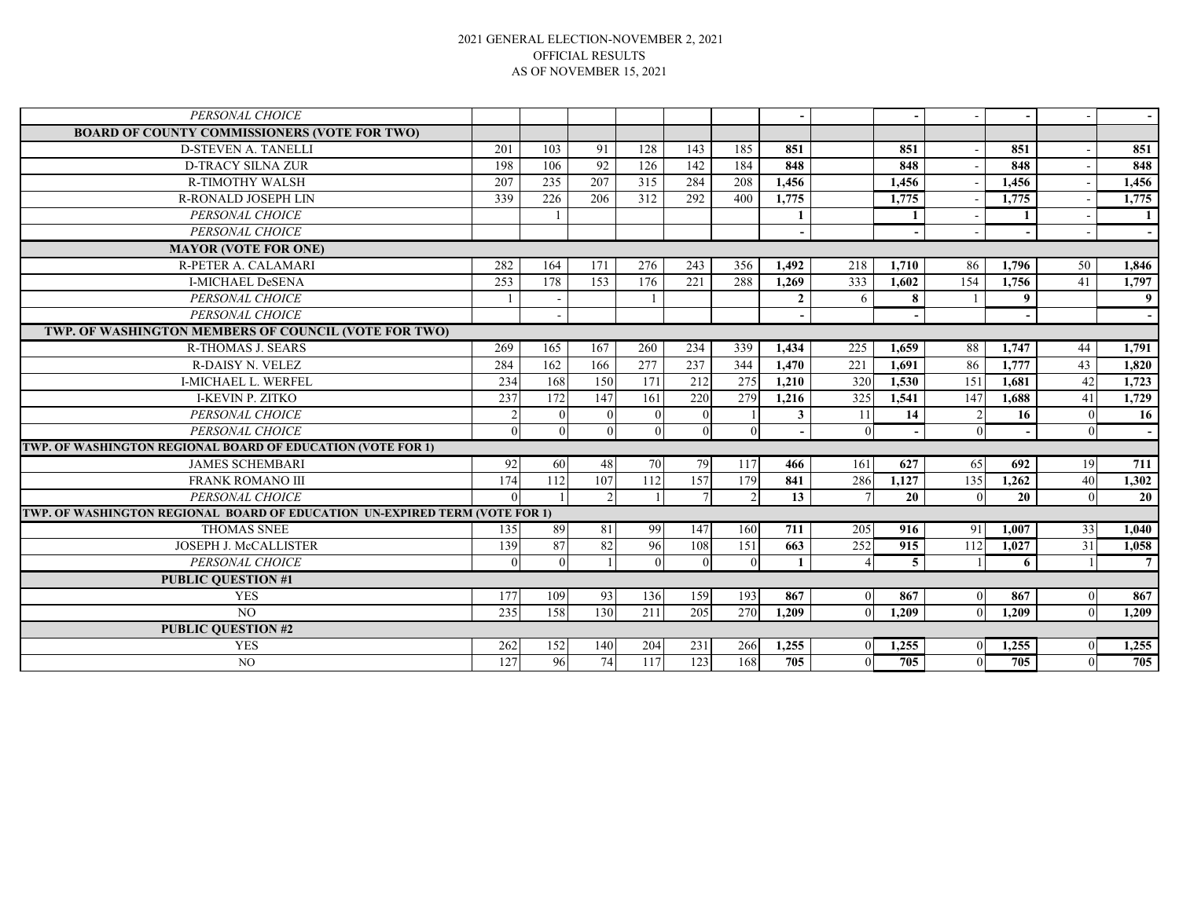2021 GENERAL ELECTION-NOVEMBER 2, 2021
OFFICIAL RESULTS
AS OF NOVEMBER 15, 2021

| | | | | | | | | | | | | | |
|---|---|---|---|---|---|---|---|---|---|---|---|---|---|
| *PERSONAL CHOICE* | | | | | | | **-** | | **-** | - | **-** | - | **-** |
| **BOARD OF COUNTY COMMISSIONERS (VOTE FOR TWO)** | | | | | | | | | | | | | |
| D-STEVEN A. TANELLI | 201 | 103 | 91 | 128 | 143 | 185 | **851** | | **851** | - | **851** | - | **851** |
| D-TRACY SILNA ZUR | 198 | 106 | 92 | 126 | 142 | 184 | **848** | | **848** | - | **848** | - | **848** |
| R-TIMOTHY WALSH | 207 | 235 | 207 | 315 | 284 | 208 | **1,456** | | **1,456** | - | **1,456** | - | **1,456** |
| R-RONALD JOSEPH LIN | 339 | 226 | 206 | 312 | 292 | 400 | **1,775** | | **1,775** | - | **1,775** | - | **1,775** |
| *PERSONAL CHOICE* | | 1 | | | | | **1** | | **1** | - | **1** | - | **1** |
| *PERSONAL CHOICE* | | | | | | | **-** | | **-** | - | **-** | - | **-** |
| **MAYOR (VOTE FOR ONE)** | | | | | | | | | | | | | |
| R-PETER A. CALAMARI | 282 | 164 | 171 | 276 | 243 | 356 | **1,492** | 218 | **1,710** | 86 | **1,796** | 50 | **1,846** |
| I-MICHAEL DeSENA | 253 | 178 | 153 | 176 | 221 | 288 | **1,269** | 333 | **1,602** | 154 | **1,756** | 41 | **1,797** |
| *PERSONAL CHOICE* | 1 | - | | 1 | | | **2** | 6 | **8** | 1 | **9** | | **9** |
| *PERSONAL CHOICE* | | - | | | | | **-** | | **-** | | **-** | | **-** |
| **TWP. OF WASHINGTON MEMBERS OF COUNCIL (VOTE FOR TWO)** | | | | | | | | | | | | | |
| R-THOMAS J. SEARS | 269 | 165 | 167 | 260 | 234 | 339 | **1,434** | 225 | **1,659** | 88 | **1,747** | 44 | **1,791** |
| R-DAISY N. VELEZ | 284 | 162 | 166 | 277 | 237 | 344 | **1,470** | 221 | **1,691** | 86 | **1,777** | 43 | **1,820** |
| I-MICHAEL L. WERFEL | 234 | 168 | 150 | 171 | 212 | 275 | **1,210** | 320 | **1,530** | 151 | **1,681** | 42 | **1,723** |
| I-KEVIN P. ZITKO | 237 | 172 | 147 | 161 | 220 | 279 | **1,216** | 325 | **1,541** | 147 | **1,688** | 41 | **1,729** |
| *PERSONAL CHOICE* | 2 | 0 | 0 | 0 | 0 | 1 | **3** | 11 | **14** | 2 | **16** | 0 | **16** |
| *PERSONAL CHOICE* | 0 | 0 | 0 | 0 | 0 | 0 | **-** | 0 | **-** | 0 | **-** | 0 | **-** |
| **TWP. OF WASHINGTON REGIONAL BOARD OF EDUCATION (VOTE FOR 1)** | | | | | | | | | | | | | |
| JAMES SCHEMBARI | 92 | 60 | 48 | 70 | 79 | 117 | **466** | 161 | **627** | 65 | **692** | 19 | **711** |
| FRANK ROMANO III | 174 | 112 | 107 | 112 | 157 | 179 | **841** | 286 | **1,127** | 135 | **1,262** | 40 | **1,302** |
| *PERSONAL CHOICE* | 0 | 1 | 2 | 1 | 7 | 2 | **13** | 7 | **20** | 0 | **20** | 0 | **20** |
| **TWP. OF WASHINGTON REGIONAL BOARD OF EDUCATION UN-EXPIRED TERM (VOTE FOR 1)** | | | | | | | | | | | | | |
| THOMAS SNEE | 135 | 89 | 81 | 99 | 147 | 160 | **711** | 205 | **916** | 91 | **1,007** | 33 | **1,040** |
| JOSEPH J. McCALLISTER | 139 | 87 | 82 | 96 | 108 | 151 | **663** | 252 | **915** | 112 | **1,027** | 31 | **1,058** |
| *PERSONAL CHOICE* | 0 | 0 | 1 | 0 | 0 | 0 | **1** | 4 | **5** | 1 | **6** | 1 | **7** |
| **PUBLIC QUESTION #1** | | | | | | | | | | | | | |
| YES | 177 | 109 | 93 | 136 | 159 | 193 | **867** | 0 | **867** | 0 | **867** | 0 | **867** |
| NO | 235 | 158 | 130 | 211 | 205 | 270 | **1,209** | 0 | **1,209** | 0 | **1,209** | 0 | **1,209** |
| **PUBLIC QUESTION #2** | | | | | | | | | | | | | |
| YES | 262 | 152 | 140 | 204 | 231 | 266 | **1,255** | 0 | **1,255** | 0 | **1,255** | 0 | **1,255** |
| NO | 127 | 96 | 74 | 117 | 123 | 168 | **705** | 0 | **705** | 0 | **705** | 0 | **705** |